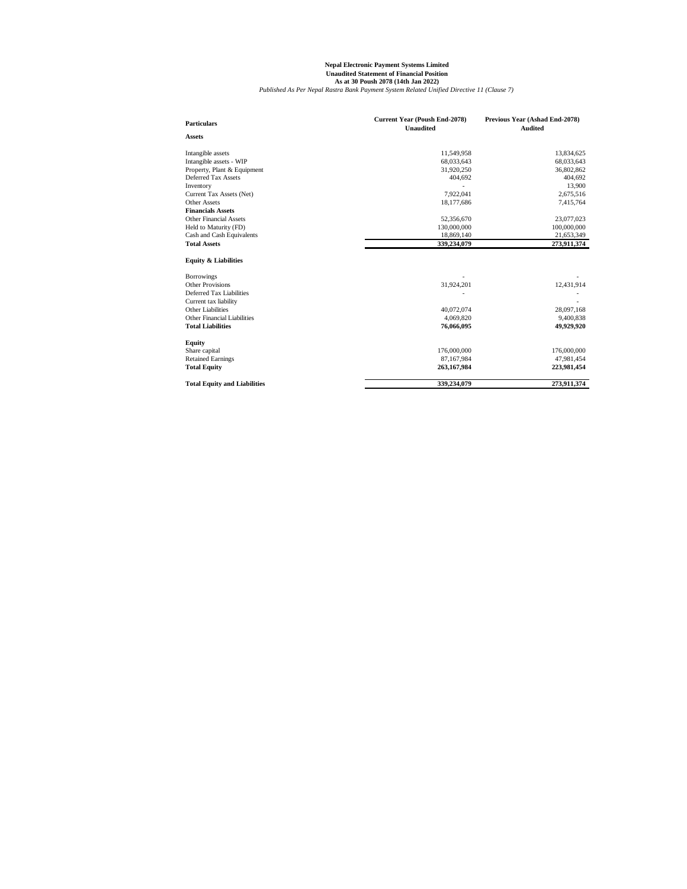**Nepal Electronic Payment Systems Limited**
**Unaudited Statement of Financial Position**
**As at 30 Poush 2078 (14th Jan 2022)**
*Published As Per Nepal Rastra Bank Payment System Related Unified Directive 11 (Clause 7)*

| **Particulars** | **Current Year (Poush End-2078) Unaudited** | **Previous Year (Ashad End-2078) Audited** |
|---|---|---|
| **Assets** | | |
| Intangible assets | 11,549,958 | 13,834,625 |
| Intangible assets - WIP | 68,033,643 | 68,033,643 |
| Property, Plant & Equipment | 31,920,250 | 36,802,862 |
| Deferred Tax Assets | 404,692 | 404,692 |
| Inventory | - | 13,900 |
| Current Tax Assets (Net) | 7,922,041 | 2,675,516 |
| Other Assets | 18,177,686 | 7,415,764 |
| **Financials Assets** | | |
| Other Financial Assets | 52,356,670 | 23,077,023 |
| Held to Maturity (FD) | 130,000,000 | 100,000,000 |
| Cash and Cash Equivalents | 18,869,140 | 21,653,349 |
| **Total Assets** | **339,234,079** | **273,911,374** |
| **Equity & Liabilities** | | |
| Borrowings | - | - |
| Other Provisions | 31,924,201 | 12,431,914 |
| Deferred Tax Liabilities | - | - |
| Current tax liability | | - |
| Other Liabilities | 40,072,074 | 28,097,168 |
| Other Financial Liabilities | 4,069,820 | 9,400,838 |
| **Total Liabilities** | **76,066,095** | **49,929,920** |
| **Equity** | | |
| Share capital | 176,000,000 | 176,000,000 |
| Retained Earnings | 87,167,984 | 47,981,454 |
| **Total Equity** | **263,167,984** | **223,981,454** |
| **Total Equity and Liabilities** | **339,234,079** | **273,911,374** |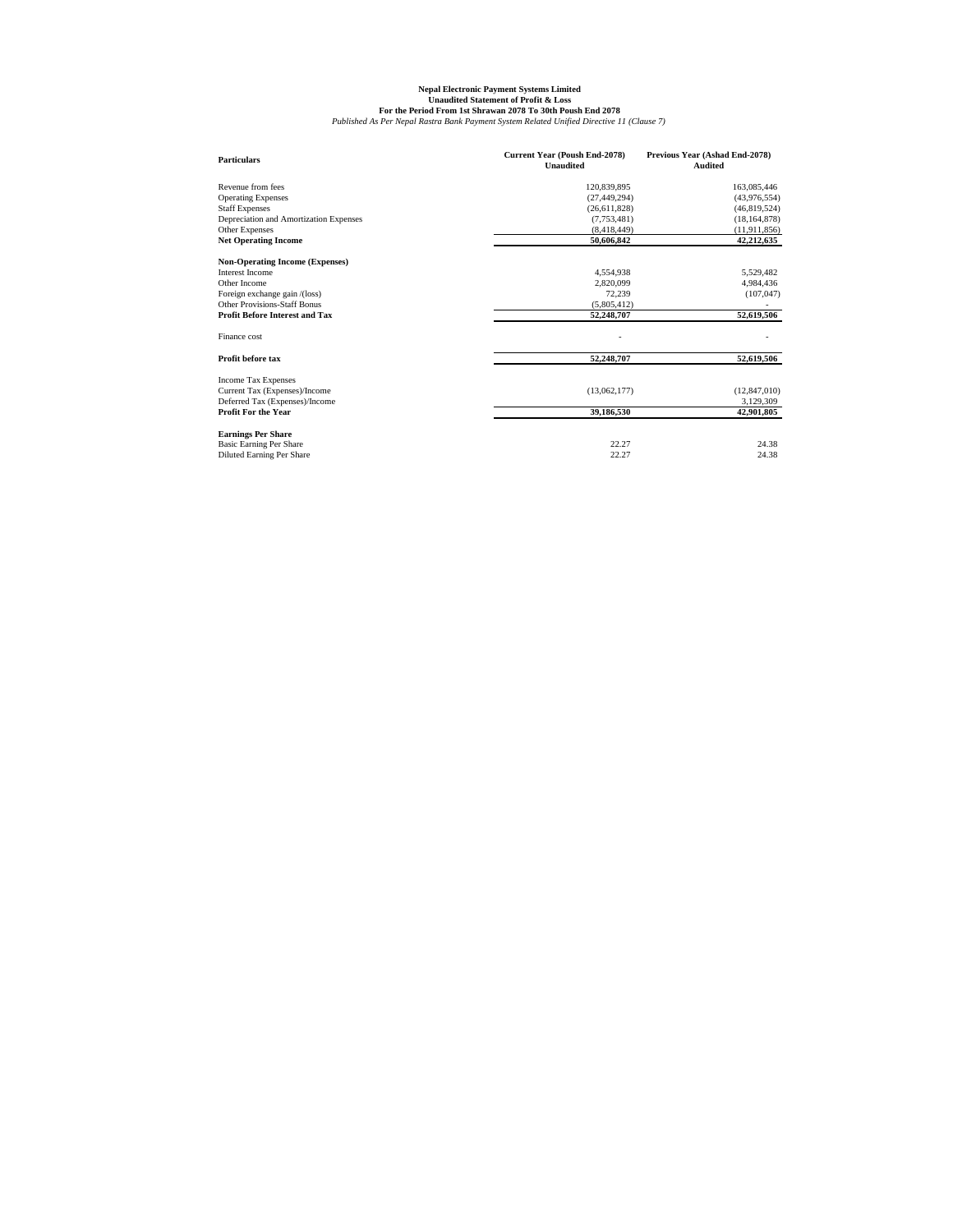**Nepal Electronic Payment Systems Limited**
**Unaudited Statement of Profit & Loss**
**For the Period From 1st Shrawan 2078 To 30th Poush End 2078**
*Published As Per Nepal Rastra Bank Payment System Related Unified Directive 11 (Clause 7)*

| Particulars | Current Year (Poush End-2078) Unaudited | Previous Year (Ashad End-2078) Audited |
|---|---|---|
| Revenue from fees | 120,839,895 | 163,085,446 |
| Operating Expenses | (27,449,294) | (43,976,554) |
| Staff Expenses | (26,611,828) | (46,819,524) |
| Depreciation and Amortization Expenses | (7,753,481) | (18,164,878) |
| Other Expenses | (8,418,449) | (11,911,856) |
| **Net Operating Income** | **50,606,842** | **42,212,635** |
| **Non-Operating Income (Expenses)** | | |
| Interest Income | 4,554,938 | 5,529,482 |
| Other Income | 2,820,099 | 4,984,436 |
| Foreign exchange gain /(loss) | 72,239 | (107,047) |
| Other Provisions-Staff Bonus | (5,805,412) | - |
| **Profit Before Interest and Tax** | **52,248,707** | **52,619,506** |
| Finance cost | - | - |
| **Profit before tax** | **52,248,707** | **52,619,506** |
| Income Tax Expenses | | |
| Current Tax (Expenses)/Income | (13,062,177) | (12,847,010) |
| Deferred Tax (Expenses)/Income | | 3,129,309 |
| **Profit For the Year** | **39,186,530** | **42,901,805** |
| **Earnings Per Share** | | |
| Basic Earning Per Share | 22.27 | 24.38 |
| Diluted Earning Per Share | 22.27 | 24.38 |